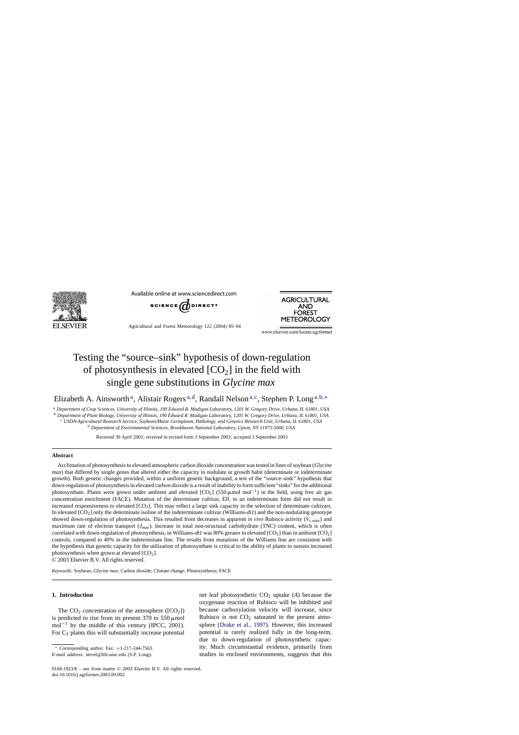# Testing the "source–sink" hypothesis of down-regulation of photosynthesis in elevated $[CO_2]$ in the field with single gene substitutions in *Glycine max*

Elizabeth A. Ainsworth[a], Alistair Rogers[a,d], Randall Nelson[a,c], Stephen P. Long[a,b,*]

[a] *Department of Crop Sciences, University of Illinois, 190 Edward R. Madigan Laboratory, 1201 W. Gregory Drive, Urbana, IL 61801, USA*
[b] *Department of Plant Biology, University of Illinois, 190 Edward R. Madigan Laboratory, 1201 W. Gregory Drive, Urbana, IL 61801, USA*
[c] *USDA-Agricultural Research Service, Soybean/Maize Germplasm, Pathology, and Genetics Research Unit, Urbana, IL 61801, USA*
[d] *Department of Environmental Sciences, Brookhaven National Laboratory, Upton, NY 11973-5000, USA*

Received 30 April 2003; received in revised form 3 September 2003; accepted 3 September 2003

## Abstract

Acclimation of photosynthesis to elevated atmospheric carbon dioxide concentration was tested in lines of soybean (*Glycine max*) that differed by single genes that altered either the capacity to nodulate or growth habit (determinate or indeterminate growth). Both genetic changes provided, within a uniform genetic background, a test of the "source–sink" hypothesis that down-regulation of photosynthesis in elevated carbon dioxide is a result of inability to form sufficient "sinks" for the additional photosynthate. Plants were grown under ambient and elevated $[CO_2]$ (550 μmol $mol^{-1}$) in the field, using free air gas concentration enrichment (FACE). Mutation of the determinate cultivar, Elf, to an indeterminate form did not result in increased responsiveness to elevated $[CO_2]$. This may reflect a large sink capacity in the selection of determinate cultivars. In elevated $[CO_2]$ only the determinate isoline of the indeterminate cultivar (Williams-*dt1*) and the non-nodulating genotype showed down-regulation of photosynthesis. This resulted from decreases in apparent *in vivo* Rubisco activity ($V_{c,max}$) and maximum rate of electron transport ($J_{max}$). Increase in total non-structural carbohydrate (TNC) content, which is often correlated with down-regulation of photosynthesis, in Williams-*dt1* was 80% greater in elevated $[CO_2]$ than in ambient $[CO_2]$ controls, compared to 40% in the indeterminate line. The results from mutations of the Williams line are consistent with the hypothesis that genetic capacity for the utilization of photosynthate is critical to the ability of plants to sustain increased photosynthesis when grown at elevated $[CO_2]$.

© 2003 Elsevier B.V. All rights reserved.

*Keywords:* Soybean; *Glycine max*; Carbon dioxide; Climate change; Photosynthesis; FACE

## 1. Introduction

The $CO_2$ concentration of the atmosphere ($[CO_2]$) is predicted to rise from its present 370 to 550 μmol $mol^{-1}$ by the middle of this century (IPCC, 2001). For $C_3$ plants this will substantially increase potential net leaf photosynthetic $CO_2$ uptake ($A$) because the oxygenase reaction of Rubisco will be inhibited and because carboxylation velocity will increase, since Rubisco is not $CO_2$ saturated in the present atmosphere (Drake et al., 1997). However, this increased potential is rarely realized fully in the long-term, due to down-regulation of photosynthetic capacity. Much circumstantial evidence, primarily from studies in enclosed environments, suggests that this

* Corresponding author. Fax: +1-217-244-7563.
*E-mail address:* stevel@life.uiuc.edu (S.P. Long).

0168-1923/$ – see front matter © 2003 Elsevier B.V. All rights reserved.
doi:10.1016/j.agrformet.2003.09.002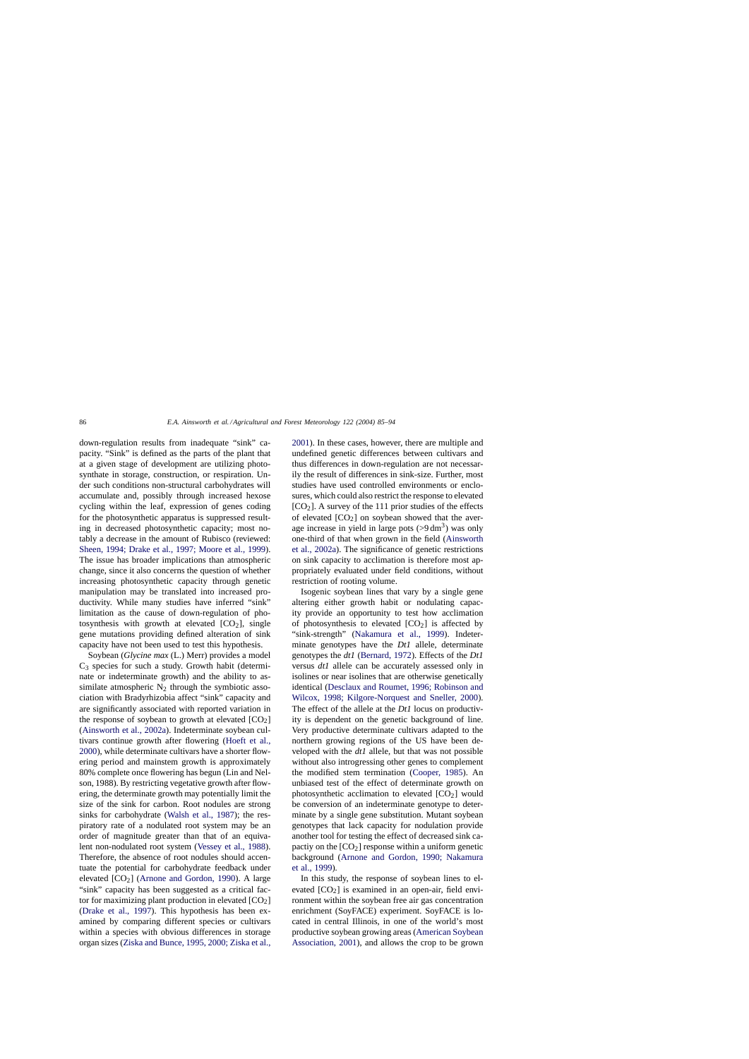down-regulation results from inadequate "sink" capacity. "Sink" is defined as the parts of the plant that at a given stage of development are utilizing photosynthate in storage, construction, or respiration. Under such conditions non-structural carbohydrates will accumulate and, possibly through increased hexose cycling within the leaf, expression of genes coding for the photosynthetic apparatus is suppressed resulting in decreased photosynthetic capacity; most notably a decrease in the amount of Rubisco (reviewed: Sheen, 1994; Drake et al., 1997; Moore et al., 1999). The issue has broader implications than atmospheric change, since it also concerns the question of whether increasing photosynthetic capacity through genetic manipulation may be translated into increased productivity. While many studies have inferred "sink" limitation as the cause of down-regulation of photosynthesis with growth at elevated [$CO_2$], single gene mutations providing defined alteration of sink capacity have not been used to test this hypothesis.

Soybean (*Glycine max* (L.) Merr) provides a model $C_3$ species for such a study. Growth habit (determinate or indeterminate growth) and the ability to assimilate atmospheric $N_2$ through the symbiotic association with Bradyrhizobia affect "sink" capacity and are significantly associated with reported variation in the response of soybean to growth at elevated [$CO_2$] (Ainsworth et al., 2002a). Indeterminate soybean cultivars continue growth after flowering (Hoeft et al., 2000), while determinate cultivars have a shorter flowering period and mainstem growth is approximately 80% complete once flowering has begun (Lin and Nelson, 1988). By restricting vegetative growth after flowering, the determinate growth may potentially limit the size of the sink for carbon. Root nodules are strong sinks for carbohydrate (Walsh et al., 1987); the respiratory rate of a nodulated root system may be an order of magnitude greater than that of an equivalent non-nodulated root system (Vessey et al., 1988). Therefore, the absence of root nodules should accentuate the potential for carbohydrate feedback under elevated [$CO_2$] (Arnone and Gordon, 1990). A large "sink" capacity has been suggested as a critical factor for maximizing plant production in elevated [$CO_2$] (Drake et al., 1997). This hypothesis has been examined by comparing different species or cultivars within a species with obvious differences in storage organ sizes (Ziska and Bunce, 1995, 2000; Ziska et al., 2001). In these cases, however, there are multiple and undefined genetic differences between cultivars and thus differences in down-regulation are not necessarily the result of differences in sink-size. Further, most studies have used controlled environments or enclosures, which could also restrict the response to elevated [$CO_2$]. A survey of the 111 prior studies of the effects of elevated [$CO_2$] on soybean showed that the average increase in yield in large pots (>9 $dm^3$) was only one-third of that when grown in the field (Ainsworth et al., 2002a). The significance of genetic restrictions on sink capacity to acclimation is therefore most appropriately evaluated under field conditions, without restriction of rooting volume.

Isogenic soybean lines that vary by a single gene altering either growth habit or nodulating capacity provide an opportunity to test how acclimation of photosynthesis to elevated [$CO_2$] is affected by "sink-strength" (Nakamura et al., 1999). Indeterminate genotypes have the *Dt1* allele, determinate genotypes the *dt1* (Bernard, 1972). Effects of the *Dt1* versus *dt1* allele can be accurately assessed only in isolines or near isolines that are otherwise genetically identical (Desclaux and Roumet, 1996; Robinson and Wilcox, 1998; Kilgore-Norquest and Sneller, 2000). The effect of the allele at the *Dt1* locus on productivity is dependent on the genetic background of line. Very productive determinate cultivars adapted to the northern growing regions of the US have been developed with the *dt1* allele, but that was not possible without also introgressing other genes to complement the modified stem termination (Cooper, 1985). An unbiased test of the effect of determinate growth on photosynthetic acclimation to elevated [$CO_2$] would be conversion of an indeterminate genotype to determinate by a single gene substitution. Mutant soybean genotypes that lack capacity for nodulation provide another tool for testing the effect of decreased sink capactiy on the [$CO_2$] response within a uniform genetic background (Arnone and Gordon, 1990; Nakamura et al., 1999).

In this study, the response of soybean lines to elevated [$CO_2$] is examined in an open-air, field environment within the soybean free air gas concentration enrichment (SoyFACE) experiment. SoyFACE is located in central Illinois, in one of the world's most productive soybean growing areas (American Soybean Association, 2001), and allows the crop to be grown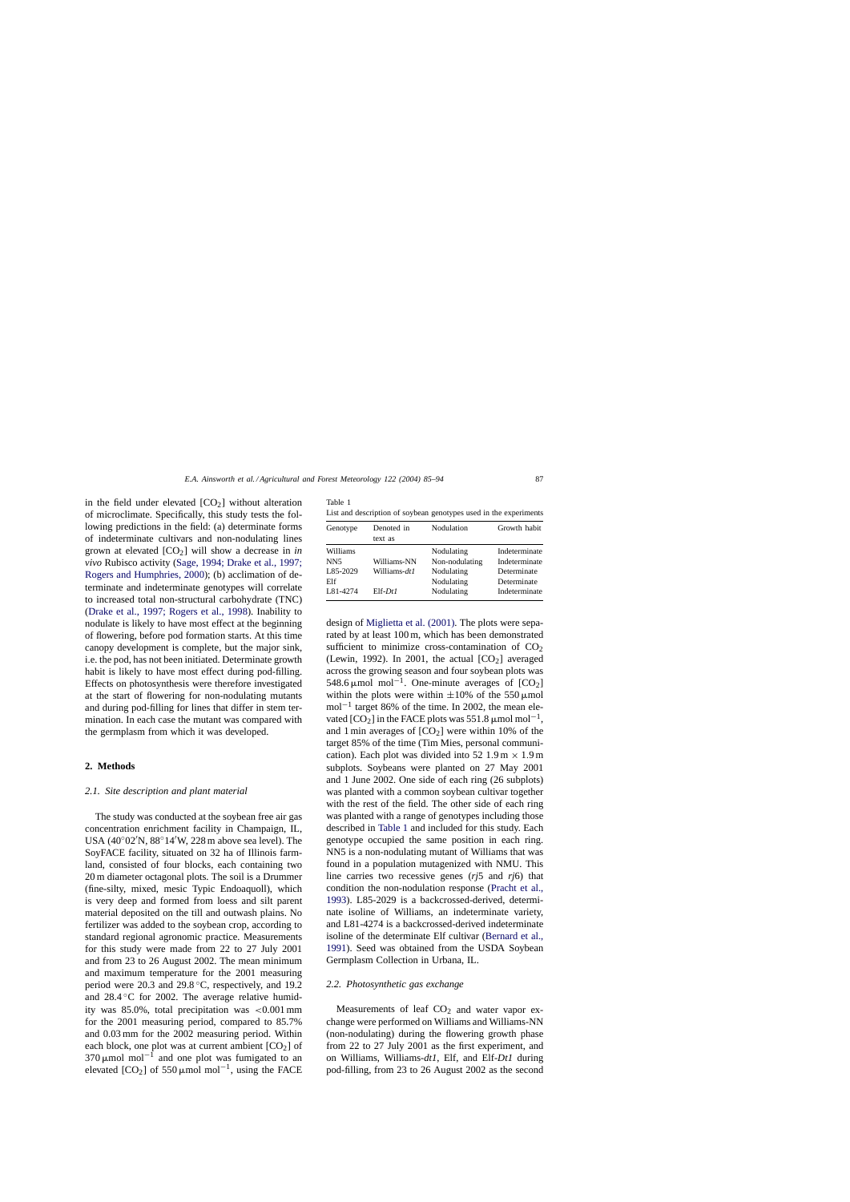in the field under elevated [$CO_2$] without alteration of microclimate. Specifically, this study tests the following predictions in the field: (a) determinate forms of indeterminate cultivars and non-nodulating lines grown at elevated [$CO_2$] will show a decrease in *in vivo* Rubisco activity (Sage, 1994; Drake et al., 1997; Rogers and Humphries, 2000); (b) acclimation of determinate and indeterminate genotypes will correlate to increased total non-structural carbohydrate (TNC) (Drake et al., 1997; Rogers et al., 1998). Inability to nodulate is likely to have most effect at the beginning of flowering, before pod formation starts. At this time canopy development is complete, but the major sink, i.e. the pod, has not been initiated. Determinate growth habit is likely to have most effect during pod-filling. Effects on photosynthesis were therefore investigated at the start of flowering for non-nodulating mutants and during pod-filling for lines that differ in stem termination. In each case the mutant was compared with the germplasm from which it was developed.

## 2. Methods

### 2.1. Site description and plant material

The study was conducted at the soybean free air gas concentration enrichment facility in Champaign, IL, USA (40°02′N, 88°14′W, 228 m above sea level). The SoyFACE facility, situated on 32 ha of Illinois farmland, consisted of four blocks, each containing two 20 m diameter octagonal plots. The soil is a Drummer (fine-silty, mixed, mesic Typic Endoaquoll), which is very deep and formed from loess and silt parent material deposited on the till and outwash plains. No fertilizer was added to the soybean crop, according to standard regional agronomic practice. Measurements for this study were made from 22 to 27 July 2001 and from 23 to 26 August 2002. The mean minimum and maximum temperature for the 2001 measuring period were 20.3 and 29.8 °C, respectively, and 19.2 and 28.4 °C for 2002. The average relative humidity was 85.0%, total precipitation was <0.001 mm for the 2001 measuring period, compared to 85.7% and 0.03 mm for the 2002 measuring period. Within each block, one plot was at current ambient [$CO_2$] of 370 μmol mol$^{-1}$ and one plot was fumigated to an elevated [$CO_2$] of 550 μmol mol$^{-1}$, using the FACE design of Miglietta et al. (2001). The plots were separated by at least 100 m, which has been demonstrated sufficient to minimize cross-contamination of $CO_2$ (Lewin, 1992). In 2001, the actual [$CO_2$] averaged across the growing season and four soybean plots was 548.6 μmol mol$^{-1}$. One-minute averages of [$CO_2$] within the plots were within ±10% of the 550 μmol mol$^{-1}$ target 86% of the time. In 2002, the mean elevated [$CO_2$] in the FACE plots was 551.8 μmol mol$^{-1}$, and 1 min averages of [$CO_2$] were within 10% of the target 85% of the time (Tim Mies, personal communication). Each plot was divided into 52 1.9 m × 1.9 m subplots. Soybeans were planted on 27 May 2001 and 1 June 2002. One side of each ring (26 subplots) was planted with a common soybean cultivar together with the rest of the field. The other side of each ring was planted with a range of genotypes including those described in Table 1 and included for this study. Each genotype occupied the same position in each ring. NN5 is a non-nodulating mutant of Williams that was found in a population mutagenized with NMU. This line carries two recessive genes (*rj*5 and *rj*6) that condition the non-nodulation response (Pracht et al., 1993). L85-2029 is a backcrossed-derived, determinate isoline of Williams, an indeterminate variety, and L81-4274 is a backcrossed-derived indeterminate isoline of the determinate Elf cultivar (Bernard et al., 1991). Seed was obtained from the USDA Soybean Germplasm Collection in Urbana, IL.

Table 1
List and description of soybean genotypes used in the experiments

| Genotype | Denoted in text as | Nodulation | Growth habit |
|---|---|---|---|
| Williams | | Nodulating | Indeterminate |
| NN5 | Williams-NN | Non-nodulating | Indeterminate |
| L85-2029 | Williams-*dt1* | Nodulating | Determinate |
| Elf | | Nodulating | Determinate |
| L81-4274 | Elf-*Dt1* | Nodulating | Indeterminate |

### 2.2. Photosynthetic gas exchange

Measurements of leaf $CO_2$ and water vapor exchange were performed on Williams and Williams-NN (non-nodulating) during the flowering growth phase from 22 to 27 July 2001 as the first experiment, and on Williams, Williams-*dt1*, Elf, and Elf-*Dt1* during pod-filling, from 23 to 26 August 2002 as the second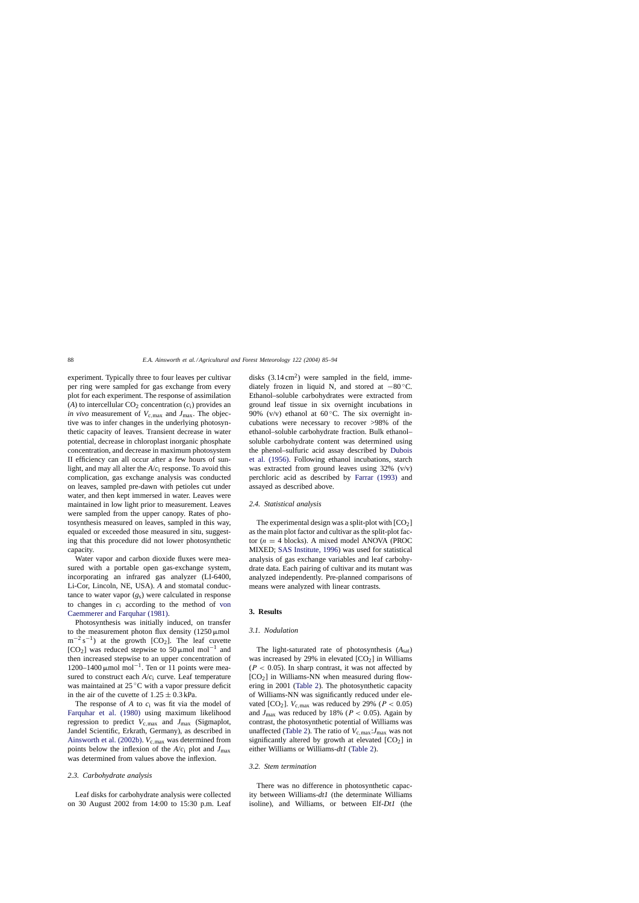experiment. Typically three to four leaves per cultivar per ring were sampled for gas exchange from every plot for each experiment. The response of assimilation ($A$) to intercellular $CO_2$ concentration ($c_i$) provides an *in vivo* measurement of $V_{c,max}$ and $J_{max}$. The objective was to infer changes in the underlying photosynthetic capacity of leaves. Transient decrease in water potential, decrease in chloroplast inorganic phosphate concentration, and decrease in maximum photosystem II efficiency can all occur after a few hours of sunlight, and may all alter the $A/c_i$ response. To avoid this complication, gas exchange analysis was conducted on leaves, sampled pre-dawn with petioles cut under water, and then kept immersed in water. Leaves were maintained in low light prior to measurement. Leaves were sampled from the upper canopy. Rates of photosynthesis measured on leaves, sampled in this way, equaled or exceeded those measured in situ, suggesting that this procedure did not lower photosynthetic capacity.

Water vapor and carbon dioxide fluxes were measured with a portable open gas-exchange system, incorporating an infrared gas analyzer (LI-6400, Li-Cor, Lincoln, NE, USA). $A$ and stomatal conductance to water vapor ($g_s$) were calculated in response to changes in $c_i$ according to the method of von Caemmerer and Farquhar (1981).

Photosynthesis was initially induced, on transfer to the measurement photon flux density (1250 $\mu$mol m$^{-2}$ s$^{-1}$) at the growth [$CO_2$]. The leaf cuvette [$CO_2$] was reduced stepwise to 50 $\mu$mol mol$^{-1}$ and then increased stepwise to an upper concentration of 1200–1400 $\mu$mol mol$^{-1}$. Ten or 11 points were measured to construct each $A/c_i$ curve. Leaf temperature was maintained at 25 °C with a vapor pressure deficit in the air of the cuvette of $1.25 \pm 0.3$ kPa.

The response of $A$ to $c_i$ was fit via the model of Farquhar et al. (1980) using maximum likelihood regression to predict $V_{c,max}$ and $J_{max}$ (Sigmaplot, Jandel Scientific, Erkrath, Germany), as described in Ainsworth et al. (2002b). $V_{c,max}$ was determined from points below the inflexion of the $A/c_i$ plot and $J_{max}$ was determined from values above the inflexion.

### 2.3. Carbohydrate analysis

Leaf disks for carbohydrate analysis were collected on 30 August 2002 from 14:00 to 15:30 p.m. Leaf disks (3.14 cm$^2$) were sampled in the field, immediately frozen in liquid N, and stored at −80 °C. Ethanol–soluble carbohydrates were extracted from ground leaf tissue in six overnight incubations in 90% (v/v) ethanol at 60 °C. The six overnight incubations were necessary to recover >98% of the ethanol–soluble carbohydrate fraction. Bulk ethanol–soluble carbohydrate content was determined using the phenol–sulfuric acid assay described by Dubois et al. (1956). Following ethanol incubations, starch was extracted from ground leaves using 32% (v/v) perchloric acid as described by Farrar (1993) and assayed as described above.

### 2.4. Statistical analysis

The experimental design was a split-plot with [$CO_2$] as the main plot factor and cultivar as the split-plot factor ($n = 4$ blocks). A mixed model ANOVA (PROC MIXED; SAS Institute, 1996) was used for statistical analysis of gas exchange variables and leaf carbohydrate data. Each pairing of cultivar and its mutant was analyzed independently. Pre-planned comparisons of means were analyzed with linear contrasts.

## 3. Results

### 3.1. Nodulation

The light-saturated rate of photosynthesis ($A_{sat}$) was increased by 29% in elevated [$CO_2$] in Williams ($P < 0.05$). In sharp contrast, it was not affected by [$CO_2$] in Williams-NN when measured during flowering in 2001 (Table 2). The photosynthetic capacity of Williams-NN was significantly reduced under elevated [$CO_2$]. $V_{c,max}$ was reduced by 29% ($P < 0.05$) and $J_{max}$ was reduced by 18% ($P < 0.05$). Again by contrast, the photosynthetic potential of Williams was unaffected (Table 2). The ratio of $V_{c,max}$:$J_{max}$ was not significantly altered by growth at elevated [$CO_2$] in either Williams or Williams-*dt1* (Table 2).

### 3.2. Stem termination

There was no difference in photosynthetic capacity between Williams-*dt1* (the determinate Williams isoline), and Williams, or between Elf-*Dt1* (the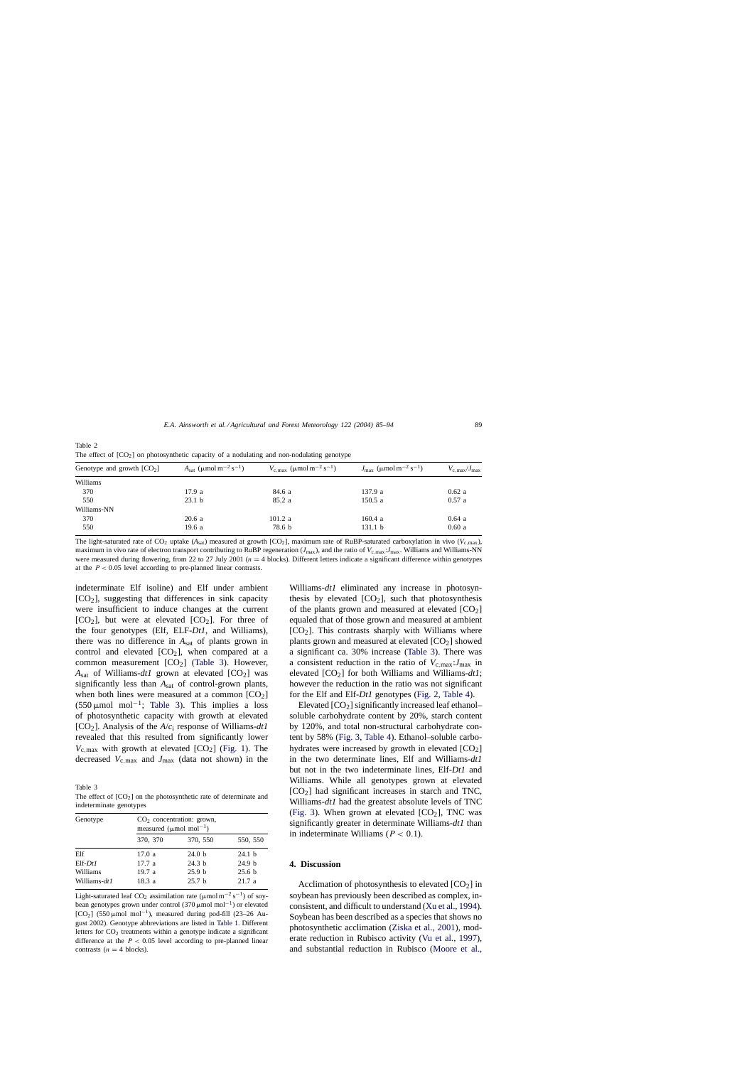Table 2
The effect of $[CO_2]$ on photosynthetic capacity of a nodulating and non-nodulating genotype

| Genotype and growth $[CO_2]$ | $A_{sat}$ ($\mu mol\ m^{-2}\ s^{-1}$) | $V_{c,max}$ ($\mu mol\ m^{-2}\ s^{-1}$) | $J_{max}$ ($\mu mol\ m^{-2}\ s^{-1}$) | $V_{c,max}/J_{max}$ |
|---|---|---|---|---|
| Williams | | | | |
| 370 | 17.9 a | 84.6 a | 137.9 a | 0.62 a |
| 550 | 23.1 b | 85.2 a | 150.5 a | 0.57 a |
| Williams-NN | | | | |
| 370 | 20.6 a | 101.2 a | 160.4 a | 0.64 a |
| 550 | 19.6 a | 78.6 b | 131.1 b | 0.60 a |

The light-saturated rate of $CO_2$ uptake ($A_{sat}$) measured at growth $[CO_2]$, maximum rate of RuBP-saturated carboxylation in vivo ($V_{c,max}$), maximum in vivo rate of electron transport contributing to RuBP regeneration ($J_{max}$), and the ratio of $V_{c,max}$:$J_{max}$. Williams and Williams-NN were measured during flowering, from 22 to 27 July 2001 ($n = 4$ blocks). Different letters indicate a significant difference within genotypes at the $P < 0.05$ level according to pre-planned linear contrasts.

indeterminate Elf isoline) and Elf under ambient $[CO_2]$, suggesting that differences in sink capacity were insufficient to induce changes at the current $[CO_2]$, but were at elevated $[CO_2]$. For three of the four genotypes (Elf, ELF-*Dt1*, and Williams), there was no difference in $A_{sat}$ of plants grown in control and elevated $[CO_2]$, when compared at a common measurement $[CO_2]$ (Table 3). However, $A_{sat}$ of Williams-*dt1* grown at elevated $[CO_2]$ was significantly less than $A_{sat}$ of control-grown plants, when both lines were measured at a common $[CO_2]$ ($550\ \mu mol\ mol^{-1}$; Table 3). This implies a loss of photosynthetic capacity with growth at elevated $[CO_2]$. Analysis of the $A/c_i$ response of Williams-*dt1* revealed that this resulted from significantly lower $V_{c,max}$ with growth at elevated $[CO_2]$ (Fig. 1). The decreased $V_{c,max}$ and $J_{max}$ (data not shown) in the

Table 3
The effect of $[CO_2]$ on the photosynthetic rate of determinate and indeterminate genotypes

| Genotype | $CO_2$ concentration: grown, measured ($\mu mol\ mol^{-1}$) | | |
|---|---|---|---|
| | 370, 370 | 370, 550 | 550, 550 |
| Elf | 17.0 a | 24.0 b | 24.1 b |
| Elf-*Dt1* | 17.7 a | 24.3 b | 24.9 b |
| Williams | 19.7 a | 25.9 b | 25.6 b |
| Williams-*dt1* | 18.3 a | 25.7 b | 21.7 a |

Light-saturated leaf $CO_2$ assimilation rate ($\mu mol\ m^{-2}\ s^{-1}$) of soybean genotypes grown under control ($370\ \mu mol\ mol^{-1}$) or elevated $[CO_2]$ ($550\ \mu mol\ mol^{-1}$), measured during pod-fill (23–26 August 2002). Genotype abbreviations are listed in Table 1. Different letters for $CO_2$ treatments within a genotype indicate a significant difference at the $P < 0.05$ level according to pre-planned linear contrasts ($n = 4$ blocks).

Williams-*dt1* eliminated any increase in photosynthesis by elevated $[CO_2]$, such that photosynthesis of the plants grown and measured at elevated $[CO_2]$ equaled that of those grown and measured at ambient $[CO_2]$. This contrasts sharply with Williams where plants grown and measured at elevated $[CO_2]$ showed a significant ca. 30% increase (Table 3). There was a consistent reduction in the ratio of $V_{c,max}$:$J_{max}$ in elevated $[CO_2]$ for both Williams and Williams-*dt1*; however the reduction in the ratio was not significant for the Elf and Elf-*Dt1* genotypes (Fig. 2, Table 4).

Elevated $[CO_2]$ significantly increased leaf ethanol–soluble carbohydrate content by 20%, starch content by 120%, and total non-structural carbohydrate content by 58% (Fig. 3, Table 4). Ethanol–soluble carbohydrates were increased by growth in elevated $[CO_2]$ in the two determinate lines, Elf and Williams-*dt1* but not in the two indeterminate lines, Elf-*Dt1* and Williams. While all genotypes grown at elevated $[CO_2]$ had significant increases in starch and TNC, Williams-*dt1* had the greatest absolute levels of TNC (Fig. 3). When grown at elevated $[CO_2]$, TNC was significantly greater in determinate Williams-*dt1* than in indeterminate Williams ($P < 0.1$).

## 4. Discussion

Acclimation of photosynthesis to elevated $[CO_2]$ in soybean has previously been described as complex, inconsistent, and difficult to understand (Xu et al., 1994). Soybean has been described as a species that shows no photosynthetic acclimation (Ziska et al., 2001), moderate reduction in Rubisco activity (Vu et al., 1997), and substantial reduction in Rubisco (Moore et al.,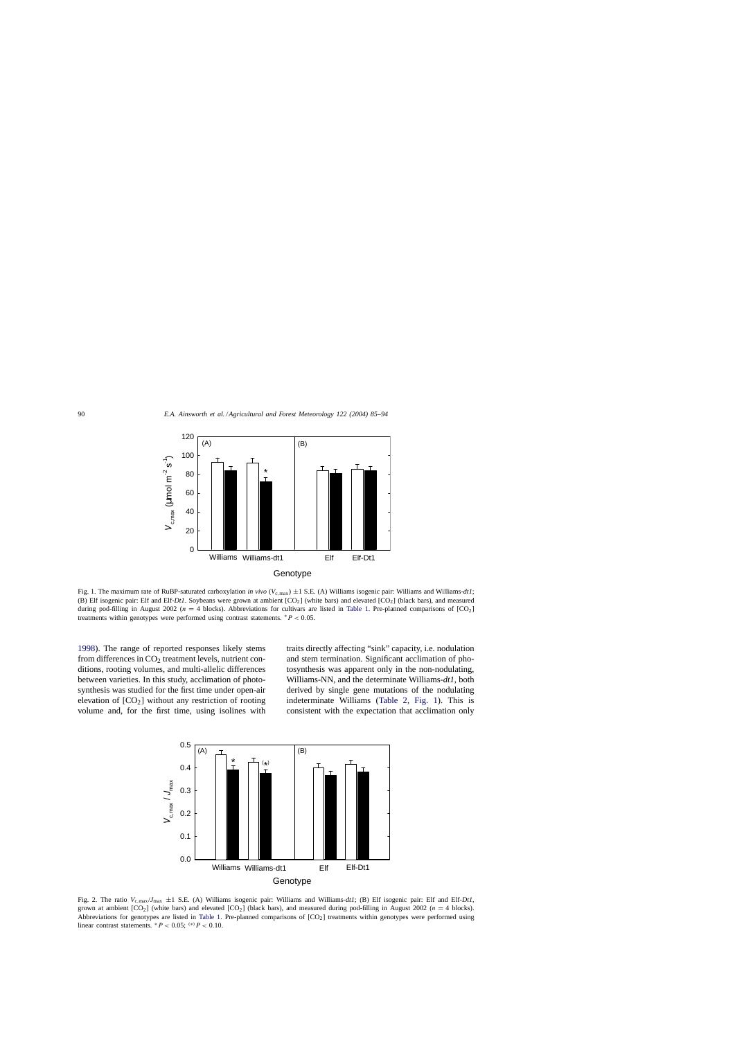Fig. 1. The maximum rate of RuBP-saturated carboxylation *in vivo* ($V_{c,max}$) ±1 S.E. (A) Williams isogenic pair: Williams and Williams-*dt1*; (B) Elf isogenic pair: Elf and Elf-*Dt1*. Soybeans were grown at ambient [$CO_2$] (white bars) and elevated [$CO_2$] (black bars), and measured during pod-filling in August 2002 ($n$ = 4 blocks). Abbreviations for cultivars are listed in Table 1. Pre-planned comparisons of [$CO_2$] treatments within genotypes were performed using contrast statements. * $P < 0.05$.

1998). The range of reported responses likely stems from differences in $CO_2$ treatment levels, nutrient conditions, rooting volumes, and multi-allelic differences between varieties. In this study, acclimation of photosynthesis was studied for the first time under open-air elevation of [$CO_2$] without any restriction of rooting volume and, for the first time, using isolines with traits directly affecting "sink" capacity, i.e. nodulation and stem termination. Significant acclimation of photosynthesis was apparent only in the non-nodulating, Williams-NN, and the determinate Williams-*dt1*, both derived by single gene mutations of the nodulating indeterminate Williams (Table 2, Fig. 1). This is consistent with the expectation that acclimation only

Fig. 2. The ratio $V_{c,max}/J_{max}$ ±1 S.E. (A) Williams isogenic pair: Williams and Williams-*dt1*; (B) Elf isogenic pair: Elf and Elf-*Dt1*, grown at ambient [$CO_2$] (white bars) and elevated [$CO_2$] (black bars), and measured during pod-filling in August 2002 ($n$ = 4 blocks). Abbreviations for genotypes are listed in Table 1. Pre-planned comparisons of [$CO_2$] treatments within genotypes were performed using linear contrast statements. * $P < 0.05$; (*) $P < 0.10$.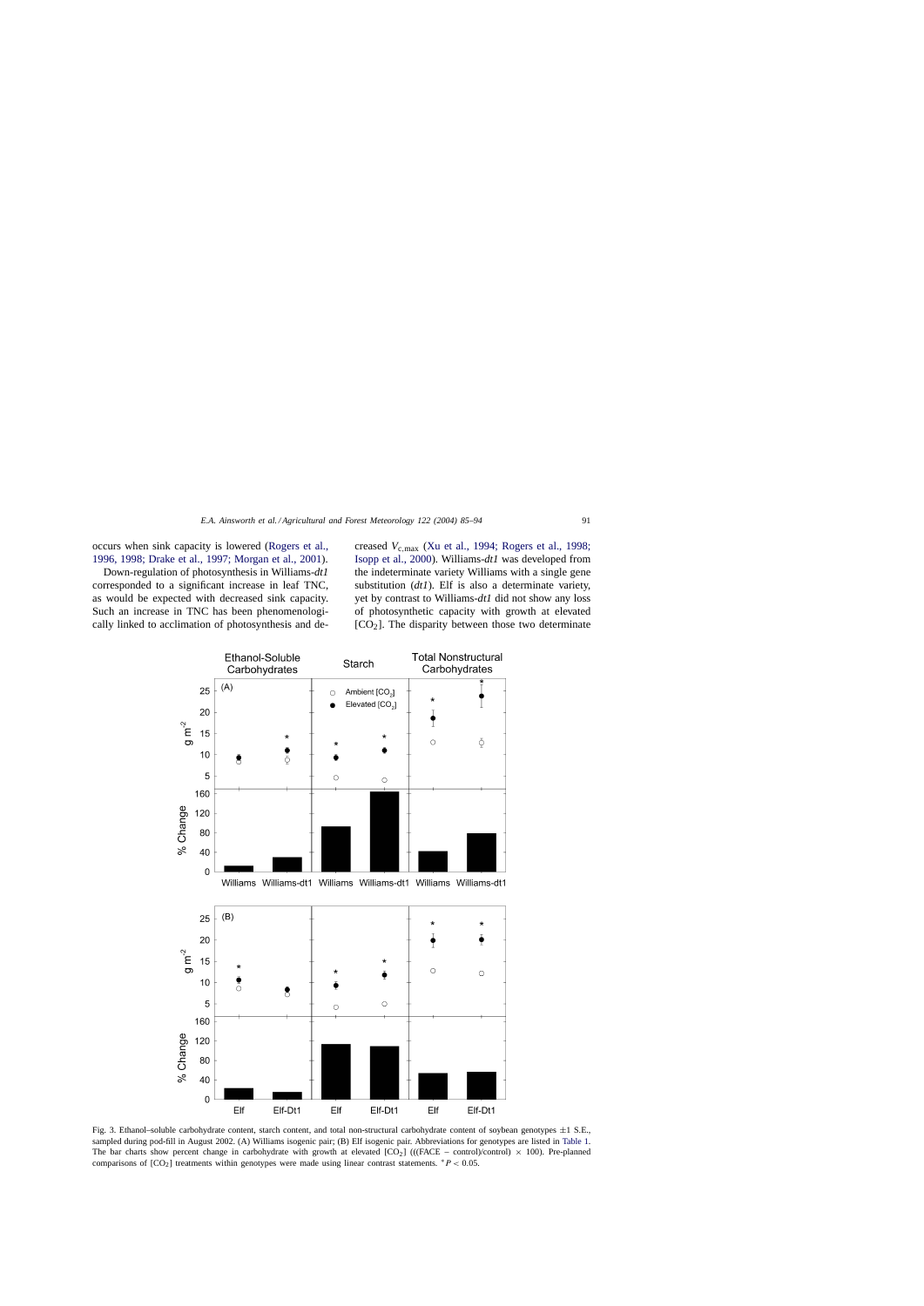occurs when sink capacity is lowered (Rogers et al., 1996, 1998; Drake et al., 1997; Morgan et al., 2001).

Down-regulation of photosynthesis in Williams-*dt1* corresponded to a significant increase in leaf TNC, as would be expected with decreased sink capacity. Such an increase in TNC has been phenomenologically linked to acclimation of photosynthesis and decreased $V_{c,max}$ (Xu et al., 1994; Rogers et al., 1998; Isopp et al., 2000). Williams-*dt1* was developed from the indeterminate variety Williams with a single gene substitution (*dt1*). Elf is also a determinate variety, yet by contrast to Williams-*dt1* did not show any loss of photosynthetic capacity with growth at elevated [$CO_2$]. The disparity between those two determinate

Fig. 3. Ethanol–soluble carbohydrate content, starch content, and total non-structural carbohydrate content of soybean genotypes ±1 S.E., sampled during pod-fill in August 2002. (A) Williams isogenic pair; (B) Elf isogenic pair. Abbreviations for genotypes are listed in Table 1. The bar charts show percent change in carbohydrate with growth at elevated [$CO_2$] (((FACE − control)/control) × 100). Pre-planned comparisons of [$CO_2$] treatments within genotypes were made using linear contrast statements. $^*P < 0.05$.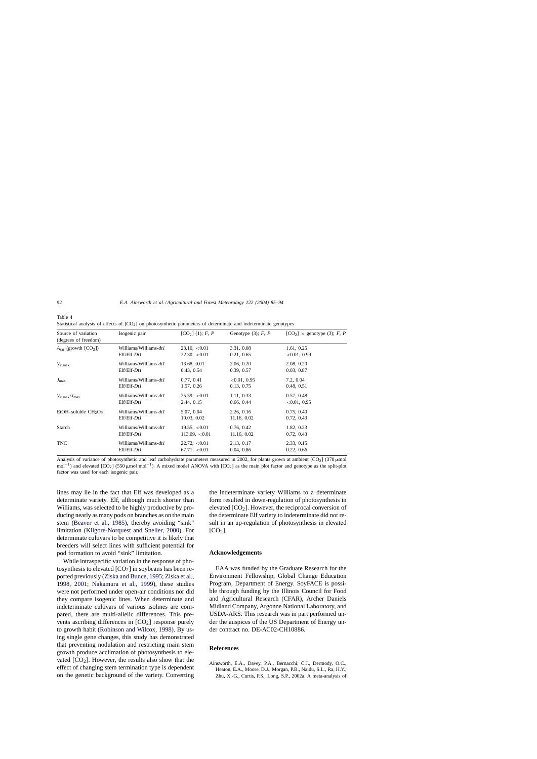Table 4
Statistical analysis of effects of $[CO_2]$ on photosynthetic parameters of determinate and indeterminate genotypes

| Source of variation (degrees of freedom) | Isogenic pair | $[CO_2]$ (1); $F$, $P$ | Genotype (3); $F$, $P$ | $[CO_2]$ × genotype (3); $F$, $P$ |
|---|---|---|---|---|
| $A_{sat}$ (growth $[CO_2]$) | Williams/Williams-*dt1* | 23.10, <0.01 | 3.31, 0.08 | 1.61, 0.25 |
| | Elf/Elf-*Dt1* | 22.30, <0.01 | 0.21, 0.65 | <0.01, 0.99 |
| $V_{c,max}$ | Williams/Williams-*dt1* | 13.68, 0.01 | 2.06, 0.20 | 2.08, 0.20 |
| | Elf/Elf-*Dt1* | 0.43, 0.54 | 0.39, 0.57 | 0.03, 0.87 |
| $J_{max}$ | Williams/Williams-*dt1* | 0.77, 0.41 | <0.01, 0.95 | 7.2, 0.04 |
| | Elf/Elf-*Dt1* | 1.57, 0.26 | 0.13, 0.75 | 0.48, 0.51 |
| $V_{c,max}/J_{max}$ | Williams/Williams-*dt1* | 25.59, <0.01 | 1.11, 0.33 | 0.57, 0.48 |
| | Elf/Elf-*Dt1* | 2.44, 0.15 | 0.66, 0.44 | <0.01, 0.95 |
| EtOH–soluble $CH_2Os$ | Williams/Williams-*dt1* | 5.07, 0.04 | 2.26, 0.16 | 0.75, 0.40 |
| | Elf/Elf-*Dt1* | 10.03, 0.02 | 11.16, 0.02 | 0.72, 0.43 |
| Starch | Williams/Williams-*dt1* | 19.55, <0.01 | 0.76, 0.42 | 1.82, 0.23 |
| | Elf/Elf-*Dt1* | 113.09, <0.01 | 11.16, 0.02 | 0.72, 0.43 |
| TNC | Williams/Williams-*dt1* | 22.72, <0.01 | 2.13, 0.17 | 2.33, 0.15 |
| | Elf/Elf-*Dt1* | 67.71, <0.01 | 0.04, 0.86 | 0.22, 0.66 |

Analysis of variance of photosynthetic and leaf carbohydrate parameters measured in 2002, for plants grown at ambient $[CO_2]$ (370 μmol mol$^{-1}$) and elevated $[CO_2]$ (550 μmol mol$^{-1}$). A mixed model ANOVA with $[CO_2]$ as the main plot factor and genotype as the split-plot factor was used for each isogenic pair.

lines may lie in the fact that Elf was developed as a determinate variety. Elf, although much shorter than Williams, was selected to be highly productive by producing nearly as many pods on branches as on the main stem (Beaver et al., 1985), thereby avoiding "sink" limitation (Kilgore-Norquest and Sneller, 2000). For determinate cultivars to be competitive it is likely that breeders will select lines with sufficient potential for pod formation to avoid "sink" limitation.

While intraspecific variation in the response of photosynthesis to elevated $[CO_2]$ in soybeans has been reported previously (Ziska and Bunce, 1995; Ziska et al., 1998, 2001; Nakamura et al., 1999), these studies were not performed under open-air conditions nor did they compare isogenic lines. When determinate and indeterminate cultivars of various isolines are compared, there are multi-allelic differences. This prevents ascribing differences in $[CO_2]$ response purely to growth habit (Robinson and Wilcox, 1998). By using single gene changes, this study has demonstrated that preventing nodulation and restricting main stem growth produce acclimation of photosynthesis to elevated $[CO_2]$. However, the results also show that the effect of changing stem termination type is dependent on the genetic background of the variety. Converting the indeterminate variety Williams to a determinate form resulted in down-regulation of photosynthesis in elevated $[CO_2]$. However, the reciprocal conversion of the determinate Elf variety to indeterminate did not result in an up-regulation of photosynthesis in elevated $[CO_2]$.

## Acknowledgements

EAA was funded by the Graduate Research for the Environment Fellowship, Global Change Education Program, Department of Energy. SoyFACE is possible through funding by the Illinois Council for Food and Agricultural Research (CFAR), Archer Daniels Midland Company, Argonne National Laboratory, and USDA-ARS. This research was in part performed under the auspices of the US Department of Energy under contract no. DE-AC02-CH10886.

## References

Ainsworth, E.A., Davey, P.A., Bernacchi, C.J., Dermody, O.C., Heaton, E.A., Moore, D.J., Morgan, P.B., Naidu, S.L., Ra, H.Y., Zhu, X.-G., Curtis, P.S., Long, S.P., 2002a. A meta-analysis of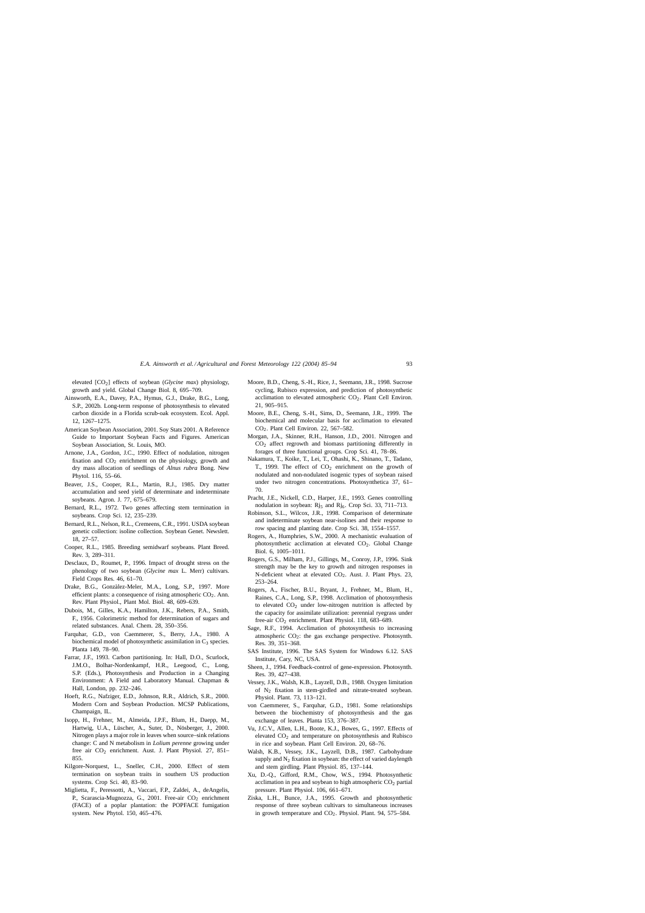elevated [$CO_2$] effects of soybean (*Glycine max*) physiology, growth and yield. Global Change Biol. 8, 695–709.

Ainsworth, E.A., Davey, P.A., Hymus, G.J., Drake, B.G., Long, S.P., 2002b. Long-term response of photosynthesis to elevated carbon dioxide in a Florida scrub-oak ecosystem. Ecol. Appl. 12, 1267–1275.

American Soybean Association, 2001. Soy Stats 2001. A Reference Guide to Important Soybean Facts and Figures. American Soybean Association, St. Louis, MO.

Arnone, J.A., Gordon, J.C., 1990. Effect of nodulation, nitrogen fixation and $CO_2$ enrichment on the physiology, growth and dry mass allocation of seedlings of *Alnus rubra* Bong. New Phytol. 116, 55–66.

Beaver, J.S., Cooper, R.L., Martin, R.J., 1985. Dry matter accumulation and seed yield of determinate and indeterminate soybeans. Agron. J. 77, 675–679.

Bernard, R.L., 1972. Two genes affecting stem termination in soybeans. Crop Sci. 12, 235–239.

Bernard, R.L., Nelson, R.L., Cremeens, C.R., 1991. USDA soybean genetic collection: isoline collection. Soybean Genet. Newslett. 18, 27–57.

Cooper, R.L., 1985. Breeding semidwarf soybeans. Plant Breed. Rev. 3, 289–311.

Desclaux, D., Roumet, P., 1996. Impact of drought stress on the phenology of two soybean (*Glycine max* L. Merr) cultivars. Field Crops Res. 46, 61–70.

Drake, B.G., González-Meler, M.A., Long, S.P., 1997. More efficient plants: a consequence of rising atmospheric $CO_2$. Ann. Rev. Plant Physiol., Plant Mol. Biol. 48, 609–639.

Dubois, M., Gilles, K.A., Hamilton, J.K., Rebers, P.A., Smith, F., 1956. Colorimetric method for determination of sugars and related substances. Anal. Chem. 28, 350–356.

Farquhar, G.D., von Caemmerer, S., Berry, J.A., 1980. A biochemical model of photosynthetic assimilation in $C_3$ species. Planta 149, 78–90.

Farrar, J.F., 1993. Carbon partitioning. In: Hall, D.O., Scurlock, J.M.O., Bolhar-Nordenkampf, H.R., Leegood, C., Long, S.P. (Eds.), Photosynthesis and Production in a Changing Environment: A Field and Laboratory Manual. Chapman & Hall, London, pp. 232–246.

Hoeft, R.G., Nafziger, E.D., Johnson, R.R., Aldrich, S.R., 2000. Modern Corn and Soybean Production. MCSP Publications, Champaign, IL.

Isopp, H., Frehner, M., Almeida, J.P.F., Blum, H., Daepp, M., Hartwig, U.A., Lüscher, A., Suter, D., Nösberger, J., 2000. Nitrogen plays a major role in leaves when source–sink relations change: C and N metabolism in *Lolium perenne* growing under free air $CO_2$ enrichment. Aust. J. Plant Physiol. 27, 851–855.

Kilgore-Norquest, L., Sneller, C.H., 2000. Effect of stem termination on soybean traits in southern US production systems. Crop Sci. 40, 83–90.

Miglietta, F., Peressotti, A., Vaccari, F.P., Zaldei, A., deAngelis, P., Scarascia-Mugnozza, G., 2001. Free-air $CO_2$ enrichment (FACE) of a poplar plantation: the POPFACE fumigation system. New Phytol. 150, 465–476.

Moore, B.D., Cheng, S.-H., Rice, J., Seemann, J.R., 1998. Sucrose cycling, Rubisco expression, and prediction of photosynthetic acclimation to elevated atmospheric $CO_2$. Plant Cell Environ. 21, 905–915.

Moore, B.E., Cheng, S.-H., Sims, D., Seemann, J.R., 1999. The biochemical and molecular basis for acclimation to elevated $CO_2$. Plant Cell Environ. 22, 567–582.

Morgan, J.A., Skinner, R.H., Hanson, J.D., 2001. Nitrogen and $CO_2$ affect regrowth and biomass partitioning differently in forages of three functional groups. Crop Sci. 41, 78–86.

Nakamura, T., Koike, T., Lei, T., Ohashi, K., Shinano, T., Tadano, T., 1999. The effect of $CO_2$ enrichment on the growth of nodulated and non-nodulated isogenic types of soybean raised under two nitrogen concentrations. Photosynthetica 37, 61–70.

Pracht, J.E., Nickell, C.D., Harper, J.E., 1993. Genes controlling nodulation in soybean: $Rj_5$ and $Rj_6$. Crop Sci. 33, 711–713.

Robinson, S.L., Wilcox, J.R., 1998. Comparison of determinate and indeterminate soybean near-isolines and their response to row spacing and planting date. Crop Sci. 38, 1554–1557.

Rogers, A., Humphries, S.W., 2000. A mechanistic evaluation of photosynthetic acclimation at elevated $CO_2$. Global Change Biol. 6, 1005–1011.

Rogers, G.S., Milham, P.J., Gillings, M., Conroy, J.P., 1996. Sink strength may be the key to growth and nitrogen responses in N-deficient wheat at elevated $CO_2$. Aust. J. Plant Phys. 23, 253–264.

Rogers, A., Fischer, B.U., Bryant, J., Frehner, M., Blum, H., Raines, C.A., Long, S.P., 1998. Acclimation of photosynthesis to elevated $CO_2$ under low-nitrogen nutrition is affected by the capacity for assimilate utilization: perennial ryegrass under free-air $CO_2$ enrichment. Plant Physiol. 118, 683–689.

Sage, R.F., 1994. Acclimation of photosynthesis to increasing atmospheric $CO_2$: the gas exchange perspective. Photosynth. Res. 39, 351–368.

SAS Institute, 1996. The SAS System for Windows 6.12. SAS Institute, Cary, NC, USA.

Sheen, J., 1994. Feedback-control of gene-expression. Photosynth. Res. 39, 427–438.

Vessey, J.K., Walsh, K.B., Layzell, D.B., 1988. Oxygen limitation of $N_2$ fixation in stem-girdled and nitrate-treated soybean. Physiol. Plant. 73, 113–121.

von Caemmerer, S., Farquhar, G.D., 1981. Some relationships between the biochemistry of photosynthesis and the gas exchange of leaves. Planta 153, 376–387.

Vu, J.C.V., Allen, L.H., Boote, K.J., Bowes, G., 1997. Effects of elevated $CO_2$ and temperature on photosynthesis and Rubisco in rice and soybean. Plant Cell Environ. 20, 68–76.

Walsh, K.B., Vessey, J.K., Layzell, D.B., 1987. Carbohydrate supply and $N_2$ fixation in soybean: the effect of varied daylength and stem girdling. Plant Physiol. 85, 137–144.

Xu, D.-Q., Gifford, R.M., Chow, W.S., 1994. Photosynthetic acclimation in pea and soybean to high atmospheric $CO_2$ partial pressure. Plant Physiol. 106, 661–671.

Ziska, L.H., Bunce, J.A., 1995. Growth and photosynthetic response of three soybean cultivars to simultaneous increases in growth temperature and $CO_2$. Physiol. Plant. 94, 575–584.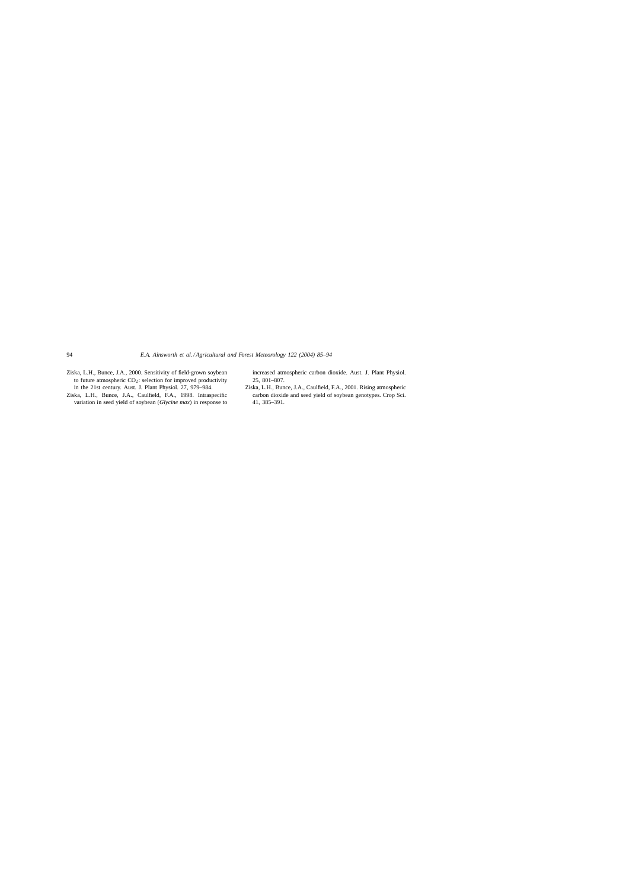Ziska, L.H., Bunce, J.A., 2000. Sensitivity of field-grown soybean to future atmospheric $CO_2$: selection for improved productivity in the 21st century. Aust. J. Plant Physiol. 27, 979–984.

Ziska, L.H., Bunce, J.A., Caulfield, F.A., 1998. Intraspecific variation in seed yield of soybean (*Glycine max*) in response to increased atmospheric carbon dioxide. Aust. J. Plant Physiol. 25, 801–807.

Ziska, L.H., Bunce, J.A., Caulfield, F.A., 2001. Rising atmospheric carbon dioxide and seed yield of soybean genotypes. Crop Sci. 41, 385–391.